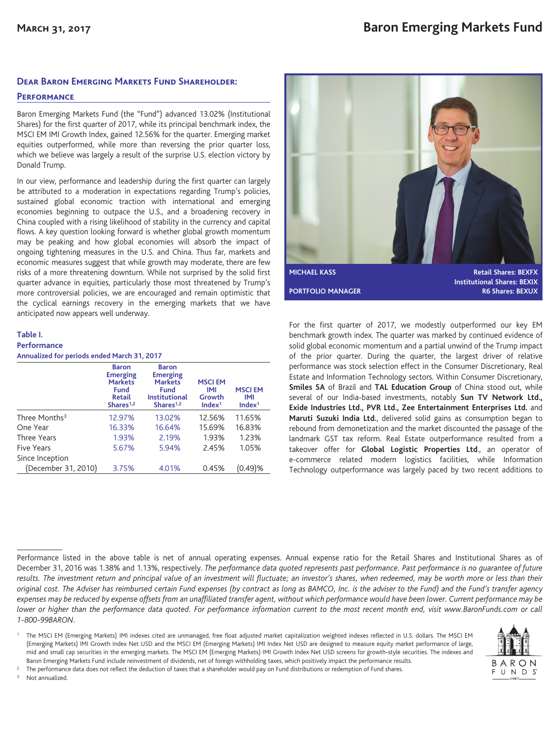# Baron Emerging Markets Fund

**March 31, 2017**

## Dear Baron Emerging Markets Fund Shareholder:

### Performance

Baron Emerging Markets Fund (the "Fund") advanced 13.02% (Institutional Shares) for the first quarter of 2017, while its principal benchmark index, the MSCI EM IMI Growth Index, gained 12.56% for the quarter. Emerging market equities outperformed, while more than reversing the prior quarter loss, which we believe was largely a result of the surprise U.S. election victory by Donald Trump.

In our view, performance and leadership during the first quarter can largely be attributed to a moderation in expectations regarding Trump's policies, sustained global economic traction with international and emerging economies beginning to outpace the U.S., and a broadening recovery in China coupled with a rising likelihood of stability in the currency and capital flows. A key question looking forward is whether global growth momentum may be peaking and how global economies will absorb the impact of ongoing tightening measures in the U.S. and China. Thus far, markets and economic measures suggest that while growth may moderate, there are few risks of a more threatening downturn. While not surprised by the solid first quarter advance in equities, particularly those most threatened by Trump's more controversial policies, we are encouraged and remain optimistic that the cyclical earnings recovery in the emerging markets that we have anticipated now appears well underway.

**Table I.**
**Performance**
**Annualized for periods ended March 31, 2017**

| | Baron Emerging Markets Fund Retail Shares[1,2] | Baron Emerging Markets Fund Institutional Shares[1,2] | MSCI EM IMI Growth Index[1] | MSCI EM IMI Index[1] |
|---|---|---|---|---|
| Three Months[3] | 12.97% | 13.02% | 12.56% | 11.65% |
| One Year | 16.33% | 16.64% | 15.69% | 16.83% |
| Three Years | 1.93% | 2.19% | 1.93% | 1.23% |
| Five Years | 5.67% | 5.94% | 2.45% | 1.05% |
| Since Inception (December 31, 2010) | 3.75% | 4.01% | 0.45% | (0.49)% |

**MICHAEL KASS**
**PORTFOLIO MANAGER**

**Retail Shares: BEXFX**
**Institutional Shares: BEXIX**
**R6 Shares: BEXUX**

For the first quarter of 2017, we modestly outperformed our key EM benchmark growth index. The quarter was marked by continued evidence of solid global economic momentum and a partial unwind of the Trump impact of the prior quarter. During the quarter, the largest driver of relative performance was stock selection effect in the Consumer Discretionary, Real Estate and Information Technology sectors. Within Consumer Discretionary, **Smiles SA** of Brazil and **TAL Education Group** of China stood out, while several of our India-based investments, notably **Sun TV Network Ltd., Exide Industries Ltd., PVR Ltd., Zee Entertainment Enterprises Ltd.** and **Maruti Suzuki India Ltd.**, delivered solid gains as consumption began to rebound from demonetization and the market discounted the passage of the landmark GST tax reform. Real Estate outperformance resulted from a takeover offer for **Global Logistic Properties Ltd.**, an operator of e-commerce related modern logistics facilities, while Information Technology outperformance was largely paced by two recent additions to

---

Performance listed in the above table is net of annual operating expenses. Annual expense ratio for the Retail Shares and Institutional Shares as of December 31, 2016 was 1.38% and 1.13%, respectively. *The performance data quoted represents past performance. Past performance is no guarantee of future results. The investment return and principal value of an investment will fluctuate; an investor's shares, when redeemed, may be worth more or less than their original cost. The Adviser has reimbursed certain Fund expenses (by contract as long as BAMCO, Inc. is the adviser to the Fund) and the Fund's transfer agency expenses may be reduced by expense offsets from an unaffiliated transfer agent, without which performance would have been lower. Current performance may be lower or higher than the performance data quoted. For performance information current to the most recent month end, visit www.BaronFunds.com or call 1-800-99BARON.*

[1] The MSCI EM (Emerging Markets) IMI indexes cited are unmanaged, free float adjusted market capitalization weighted indexes reflected in U.S. dollars. The MSCI EM (Emerging Markets) IMI Growth Index Net USD and the MSCI EM (Emerging Markets) IMI Index Net USD are designed to measure equity market performance of large, mid and small cap securities in the emerging markets. The MSCI EM (Emerging Markets) IMI Growth Index Net USD screens for growth-style securities. The indexes and Baron Emerging Markets Fund include reinvestment of dividends, net of foreign withholding taxes, which positively impact the performance results.

[2] The performance data does not reflect the deduction of taxes that a shareholder would pay on Fund distributions or redemption of Fund shares.

[3] Not annualized.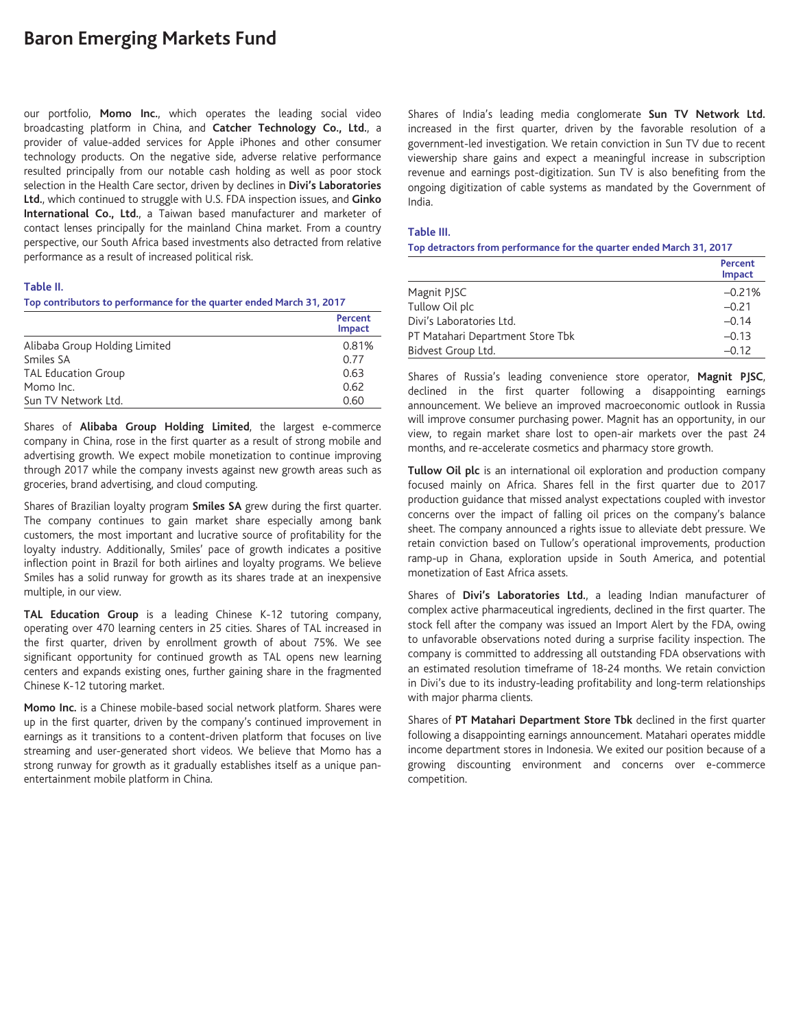our portfolio, **Momo Inc.**, which operates the leading social video broadcasting platform in China, and **Catcher Technology Co., Ltd.**, a provider of value-added services for Apple iPhones and other consumer technology products. On the negative side, adverse relative performance resulted principally from our notable cash holding as well as poor stock selection in the Health Care sector, driven by declines in **Divi's Laboratories Ltd.**, which continued to struggle with U.S. FDA inspection issues, and **Ginko International Co., Ltd.**, a Taiwan based manufacturer and marketer of contact lenses principally for the mainland China market. From a country perspective, our South Africa based investments also detracted from relative performance as a result of increased political risk.

**Table II.**

**Top contributors to performance for the quarter ended March 31, 2017**

| | Percent Impact |
|---|---|
| Alibaba Group Holding Limited | 0.81% |
| Smiles SA | 0.77 |
| TAL Education Group | 0.63 |
| Momo Inc. | 0.62 |
| Sun TV Network Ltd. | 0.60 |

Shares of **Alibaba Group Holding Limited**, the largest e-commerce company in China, rose in the first quarter as a result of strong mobile and advertising growth. We expect mobile monetization to continue improving through 2017 while the company invests against new growth areas such as groceries, brand advertising, and cloud computing.

Shares of Brazilian loyalty program **Smiles SA** grew during the first quarter. The company continues to gain market share especially among bank customers, the most important and lucrative source of profitability for the loyalty industry. Additionally, Smiles' pace of growth indicates a positive inflection point in Brazil for both airlines and loyalty programs. We believe Smiles has a solid runway for growth as its shares trade at an inexpensive multiple, in our view.

**TAL Education Group** is a leading Chinese K-12 tutoring company, operating over 470 learning centers in 25 cities. Shares of TAL increased in the first quarter, driven by enrollment growth of about 75%. We see significant opportunity for continued growth as TAL opens new learning centers and expands existing ones, further gaining share in the fragmented Chinese K-12 tutoring market.

**Momo Inc.** is a Chinese mobile-based social network platform. Shares were up in the first quarter, driven by the company's continued improvement in earnings as it transitions to a content-driven platform that focuses on live streaming and user-generated short videos. We believe that Momo has a strong runway for growth as it gradually establishes itself as a unique pan-entertainment mobile platform in China.

Shares of India's leading media conglomerate **Sun TV Network Ltd.** increased in the first quarter, driven by the favorable resolution of a government-led investigation. We retain conviction in Sun TV due to recent viewership share gains and expect a meaningful increase in subscription revenue and earnings post-digitization. Sun TV is also benefiting from the ongoing digitization of cable systems as mandated by the Government of India.

**Table III.**

**Top detractors from performance for the quarter ended March 31, 2017**

| | Percent Impact |
|---|---|
| Magnit PJSC | –0.21% |
| Tullow Oil plc | –0.21 |
| Divi's Laboratories Ltd. | –0.14 |
| PT Matahari Department Store Tbk | –0.13 |
| Bidvest Group Ltd. | –0.12 |

Shares of Russia's leading convenience store operator, **Magnit PJSC**, declined in the first quarter following a disappointing earnings announcement. We believe an improved macroeconomic outlook in Russia will improve consumer purchasing power. Magnit has an opportunity, in our view, to regain market share lost to open-air markets over the past 24 months, and re-accelerate cosmetics and pharmacy store growth.

**Tullow Oil plc** is an international oil exploration and production company focused mainly on Africa. Shares fell in the first quarter due to 2017 production guidance that missed analyst expectations coupled with investor concerns over the impact of falling oil prices on the company's balance sheet. The company announced a rights issue to alleviate debt pressure. We retain conviction based on Tullow's operational improvements, production ramp-up in Ghana, exploration upside in South America, and potential monetization of East Africa assets.

Shares of **Divi's Laboratories Ltd.**, a leading Indian manufacturer of complex active pharmaceutical ingredients, declined in the first quarter. The stock fell after the company was issued an Import Alert by the FDA, owing to unfavorable observations noted during a surprise facility inspection. The company is committed to addressing all outstanding FDA observations with an estimated resolution timeframe of 18-24 months. We retain conviction in Divi's due to its industry-leading profitability and long-term relationships with major pharma clients.

Shares of **PT Matahari Department Store Tbk** declined in the first quarter following a disappointing earnings announcement. Matahari operates middle income department stores in Indonesia. We exited our position because of a growing discounting environment and concerns over e-commerce competition.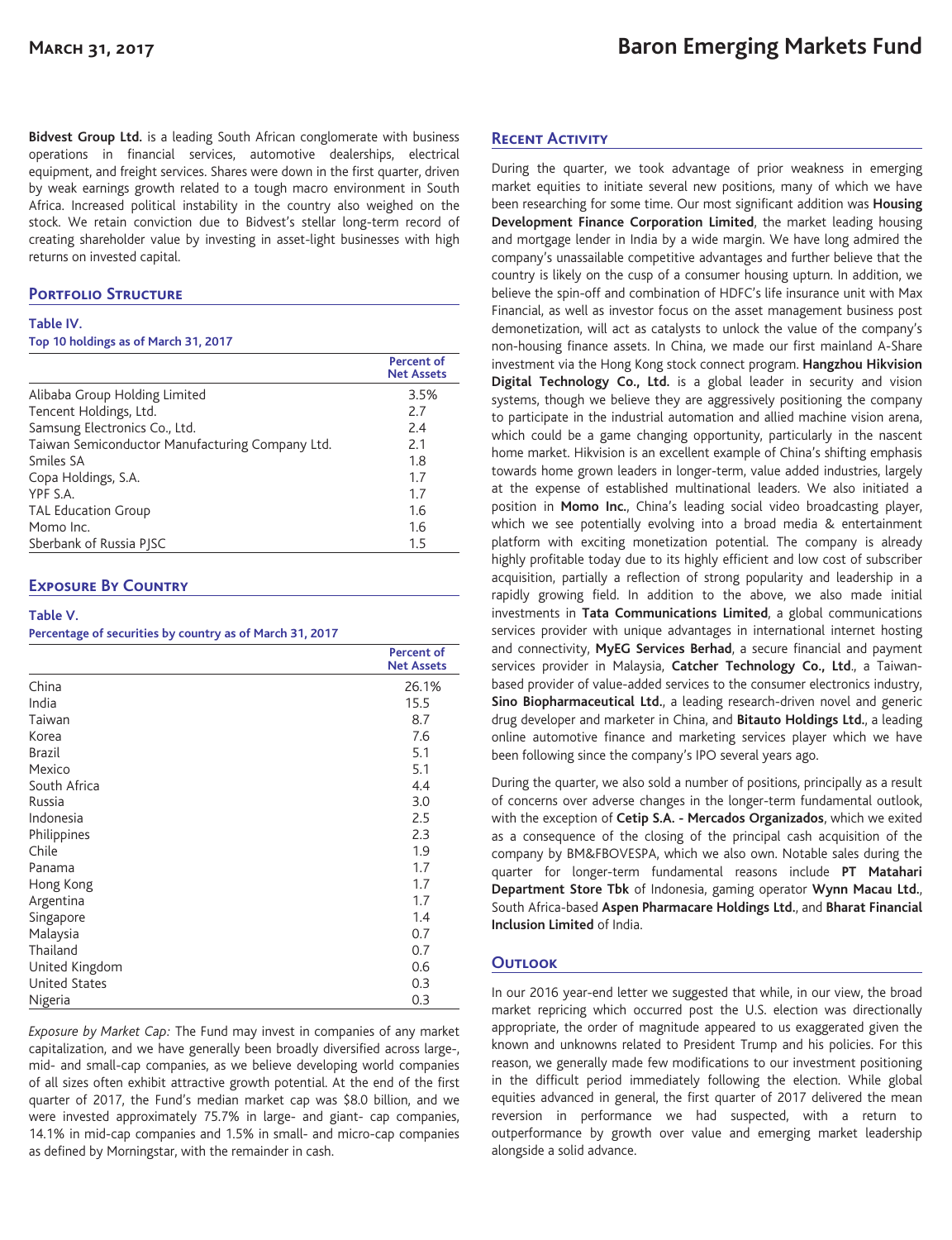**Bidvest Group Ltd.** is a leading South African conglomerate with business operations in financial services, automotive dealerships, electrical equipment, and freight services. Shares were down in the first quarter, driven by weak earnings growth related to a tough macro environment in South Africa. Increased political instability in the country also weighed on the stock. We retain conviction due to Bidvest's stellar long-term record of creating shareholder value by investing in asset-light businesses with high returns on invested capital.

## Portfolio Structure

**Table IV.**
**Top 10 holdings as of March 31, 2017**

| | Percent of Net Assets |
|---|---|
| Alibaba Group Holding Limited | 3.5% |
| Tencent Holdings, Ltd. | 2.7 |
| Samsung Electronics Co., Ltd. | 2.4 |
| Taiwan Semiconductor Manufacturing Company Ltd. | 2.1 |
| Smiles SA | 1.8 |
| Copa Holdings, S.A. | 1.7 |
| YPF S.A. | 1.7 |
| TAL Education Group | 1.6 |
| Momo Inc. | 1.6 |
| Sberbank of Russia PJSC | 1.5 |

## Exposure By Country

**Table V.**
**Percentage of securities by country as of March 31, 2017**

| | Percent of Net Assets |
|---|---|
| China | 26.1% |
| India | 15.5 |
| Taiwan | 8.7 |
| Korea | 7.6 |
| Brazil | 5.1 |
| Mexico | 5.1 |
| South Africa | 4.4 |
| Russia | 3.0 |
| Indonesia | 2.5 |
| Philippines | 2.3 |
| Chile | 1.9 |
| Panama | 1.7 |
| Hong Kong | 1.7 |
| Argentina | 1.7 |
| Singapore | 1.4 |
| Malaysia | 0.7 |
| Thailand | 0.7 |
| United Kingdom | 0.6 |
| United States | 0.3 |
| Nigeria | 0.3 |

*Exposure by Market Cap:* The Fund may invest in companies of any market capitalization, and we have generally been broadly diversified across large-, mid- and small-cap companies, as we believe developing world companies of all sizes often exhibit attractive growth potential. At the end of the first quarter of 2017, the Fund's median market cap was $8.0 billion, and we were invested approximately 75.7% in large- and giant- cap companies, 14.1% in mid-cap companies and 1.5% in small- and micro-cap companies as defined by Morningstar, with the remainder in cash.

## Recent Activity

During the quarter, we took advantage of prior weakness in emerging market equities to initiate several new positions, many of which we have been researching for some time. Our most significant addition was **Housing Development Finance Corporation Limited**, the market leading housing and mortgage lender in India by a wide margin. We have long admired the company's unassailable competitive advantages and further believe that the country is likely on the cusp of a consumer housing upturn. In addition, we believe the spin-off and combination of HDFC's life insurance unit with Max Financial, as well as investor focus on the asset management business post demonetization, will act as catalysts to unlock the value of the company's non-housing finance assets. In China, we made our first mainland A-Share investment via the Hong Kong stock connect program. **Hangzhou Hikvision Digital Technology Co., Ltd.** is a global leader in security and vision systems, though we believe they are aggressively positioning the company to participate in the industrial automation and allied machine vision arena, which could be a game changing opportunity, particularly in the nascent home market. Hikvision is an excellent example of China's shifting emphasis towards home grown leaders in longer-term, value added industries, largely at the expense of established multinational leaders. We also initiated a position in **Momo Inc.**, China's leading social video broadcasting player, which we see potentially evolving into a broad media & entertainment platform with exciting monetization potential. The company is already highly profitable today due to its highly efficient and low cost of subscriber acquisition, partially a reflection of strong popularity and leadership in a rapidly growing field. In addition to the above, we also made initial investments in **Tata Communications Limited**, a global communications services provider with unique advantages in international internet hosting and connectivity, **MyEG Services Berhad**, a secure financial and payment services provider in Malaysia, **Catcher Technology Co., Ltd.**, a Taiwan-based provider of value-added services to the consumer electronics industry, **Sino Biopharmaceutical Ltd.**, a leading research-driven novel and generic drug developer and marketer in China, and **Bitauto Holdings Ltd.**, a leading online automotive finance and marketing services player which we have been following since the company's IPO several years ago.

During the quarter, we also sold a number of positions, principally as a result of concerns over adverse changes in the longer-term fundamental outlook, with the exception of **Cetip S.A. - Mercados Organizados**, which we exited as a consequence of the closing of the principal cash acquisition of the company by BM&FBOVESPA, which we also own. Notable sales during the quarter for longer-term fundamental reasons include **PT Matahari Department Store Tbk** of Indonesia, gaming operator **Wynn Macau Ltd.**, South Africa-based **Aspen Pharmacare Holdings Ltd.**, and **Bharat Financial Inclusion Limited** of India.

## Outlook

In our 2016 year-end letter we suggested that while, in our view, the broad market repricing which occurred post the U.S. election was directionally appropriate, the order of magnitude appeared to us exaggerated given the known and unknowns related to President Trump and his policies. For this reason, we generally made few modifications to our investment positioning in the difficult period immediately following the election. While global equities advanced in general, the first quarter of 2017 delivered the mean reversion in performance we had suspected, with a return to outperformance by growth over value and emerging market leadership alongside a solid advance.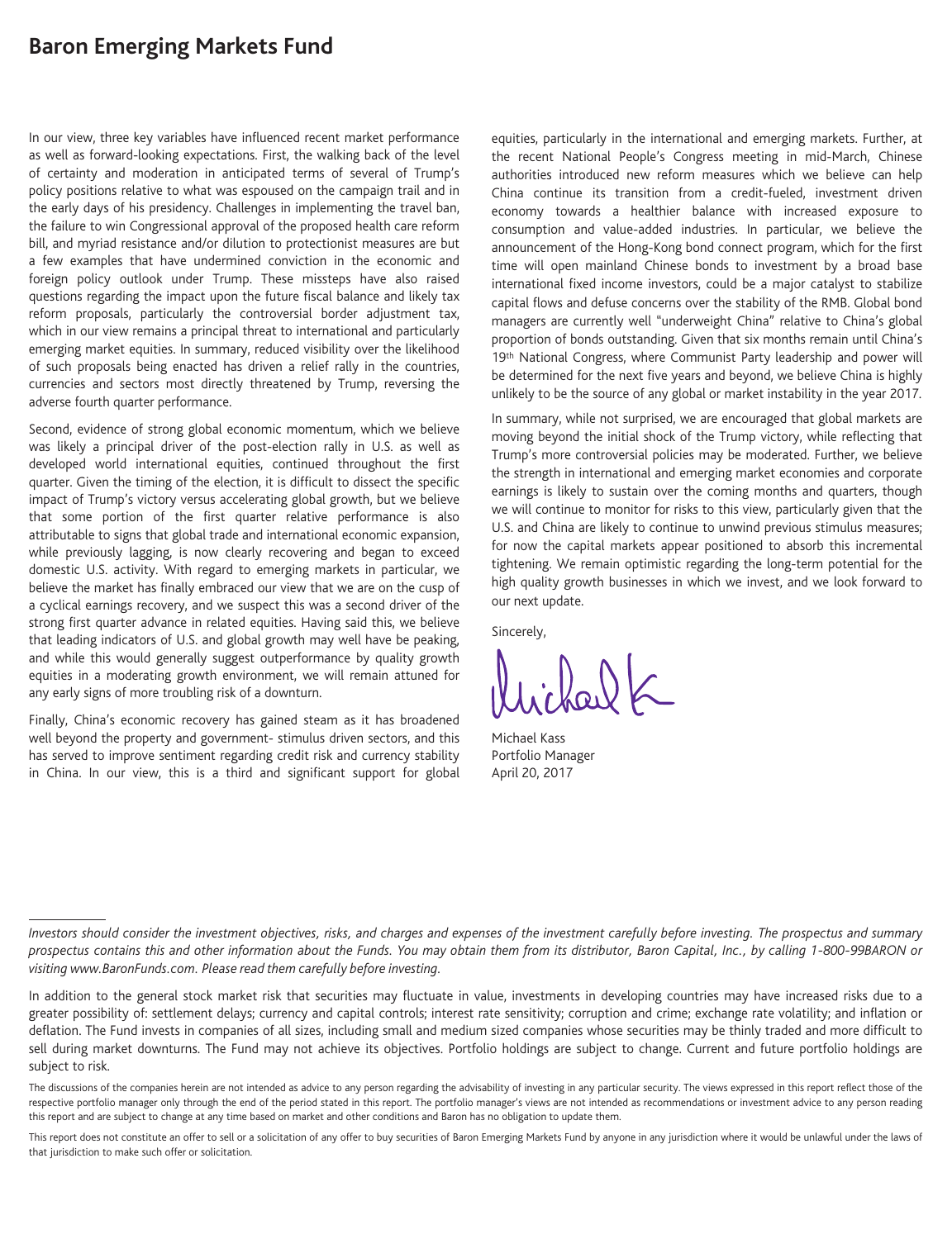# Baron Emerging Markets Fund

In our view, three key variables have influenced recent market performance as well as forward-looking expectations. First, the walking back of the level of certainty and moderation in anticipated terms of several of Trump's policy positions relative to what was espoused on the campaign trail and in the early days of his presidency. Challenges in implementing the travel ban, the failure to win Congressional approval of the proposed health care reform bill, and myriad resistance and/or dilution to protectionist measures are but a few examples that have undermined conviction in the economic and foreign policy outlook under Trump. These missteps have also raised questions regarding the impact upon the future fiscal balance and likely tax reform proposals, particularly the controversial border adjustment tax, which in our view remains a principal threat to international and particularly emerging market equities. In summary, reduced visibility over the likelihood of such proposals being enacted has driven a relief rally in the countries, currencies and sectors most directly threatened by Trump, reversing the adverse fourth quarter performance.

Second, evidence of strong global economic momentum, which we believe was likely a principal driver of the post-election rally in U.S. as well as developed world international equities, continued throughout the first quarter. Given the timing of the election, it is difficult to dissect the specific impact of Trump's victory versus accelerating global growth, but we believe that some portion of the first quarter relative performance is also attributable to signs that global trade and international economic expansion, while previously lagging, is now clearly recovering and began to exceed domestic U.S. activity. With regard to emerging markets in particular, we believe the market has finally embraced our view that we are on the cusp of a cyclical earnings recovery, and we suspect this was a second driver of the strong first quarter advance in related equities. Having said this, we believe that leading indicators of U.S. and global growth may well have be peaking, and while this would generally suggest outperformance by quality growth equities in a moderating growth environment, we will remain attuned for any early signs of more troubling risk of a downturn.

Finally, China's economic recovery has gained steam as it has broadened well beyond the property and government- stimulus driven sectors, and this has served to improve sentiment regarding credit risk and currency stability in China. In our view, this is a third and significant support for global equities, particularly in the international and emerging markets. Further, at the recent National People's Congress meeting in mid-March, Chinese authorities introduced new reform measures which we believe can help China continue its transition from a credit-fueled, investment driven economy towards a healthier balance with increased exposure to consumption and value-added industries. In particular, we believe the announcement of the Hong-Kong bond connect program, which for the first time will open mainland Chinese bonds to investment by a broad base international fixed income investors, could be a major catalyst to stabilize capital flows and defuse concerns over the stability of the RMB. Global bond managers are currently well "underweight China" relative to China's global proportion of bonds outstanding. Given that six months remain until China's 19th National Congress, where Communist Party leadership and power will be determined for the next five years and beyond, we believe China is highly unlikely to be the source of any global or market instability in the year 2017.

In summary, while not surprised, we are encouraged that global markets are moving beyond the initial shock of the Trump victory, while reflecting that Trump's more controversial policies may be moderated. Further, we believe the strength in international and emerging market economies and corporate earnings is likely to sustain over the coming months and quarters, though we will continue to monitor for risks to this view, particularly given that the U.S. and China are likely to continue to unwind previous stimulus measures; for now the capital markets appear positioned to absorb this incremental tightening. We remain optimistic regarding the long-term potential for the high quality growth businesses in which we invest, and we look forward to our next update.

Sincerely,

Michael Kass  
Portfolio Manager  
April 20, 2017

---

*Investors should consider the investment objectives, risks, and charges and expenses of the investment carefully before investing. The prospectus and summary prospectus contains this and other information about the Funds. You may obtain them from its distributor, Baron Capital, Inc., by calling 1-800-99BARON or visiting www.BaronFunds.com. Please read them carefully before investing.*

In addition to the general stock market risk that securities may fluctuate in value, investments in developing countries may have increased risks due to a greater possibility of: settlement delays; currency and capital controls; interest rate sensitivity; corruption and crime; exchange rate volatility; and inflation or deflation. The Fund invests in companies of all sizes, including small and medium sized companies whose securities may be thinly traded and more difficult to sell during market downturns. The Fund may not achieve its objectives. Portfolio holdings are subject to change. Current and future portfolio holdings are subject to risk.

The discussions of the companies herein are not intended as advice to any person regarding the advisability of investing in any particular security. The views expressed in this report reflect those of the respective portfolio manager only through the end of the period stated in this report. The portfolio manager's views are not intended as recommendations or investment advice to any person reading this report and are subject to change at any time based on market and other conditions and Baron has no obligation to update them.

This report does not constitute an offer to sell or a solicitation of any offer to buy securities of Baron Emerging Markets Fund by anyone in any jurisdiction where it would be unlawful under the laws of that jurisdiction to make such offer or solicitation.